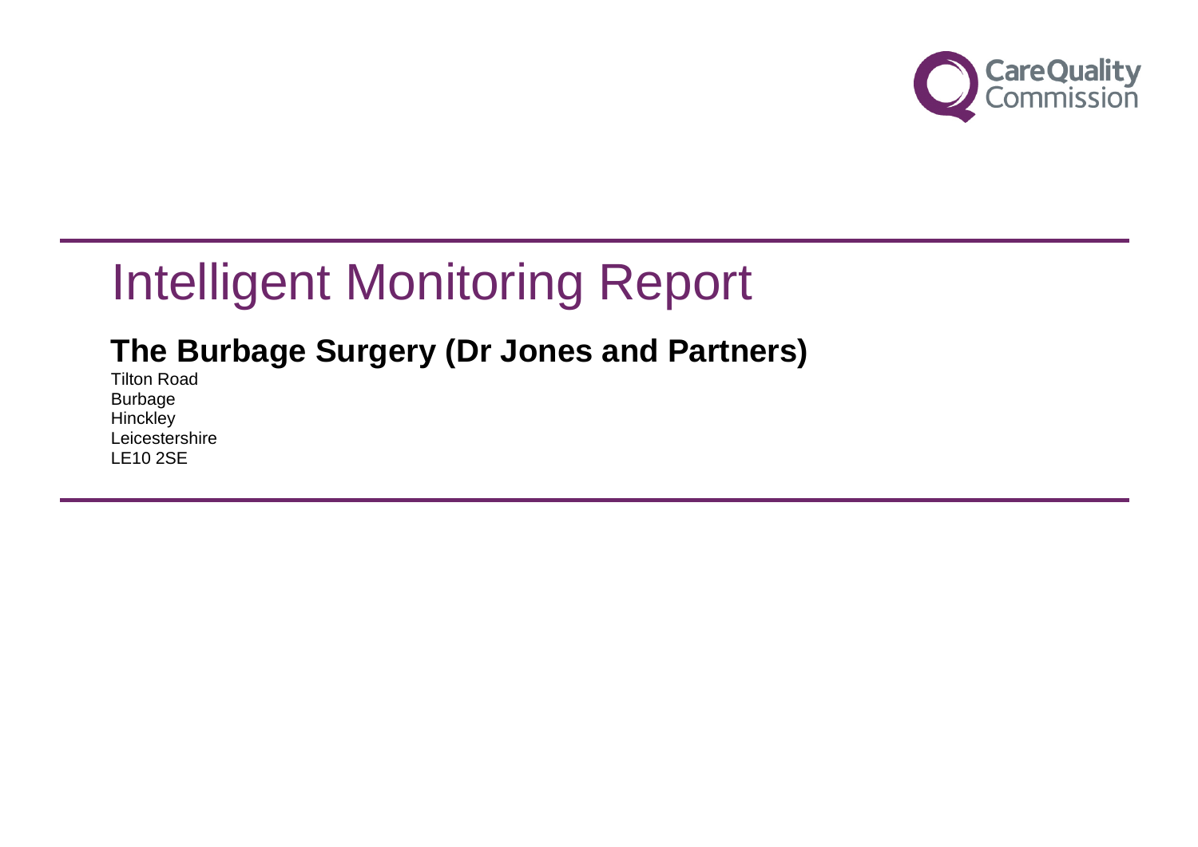Care Quality Commission

# Intelligent Monitoring Report

## The Burbage Surgery (Dr Jones and Partners)

Tilton Road  
Burbage  
Hinckley  
Leicestershire  
LE10 2SE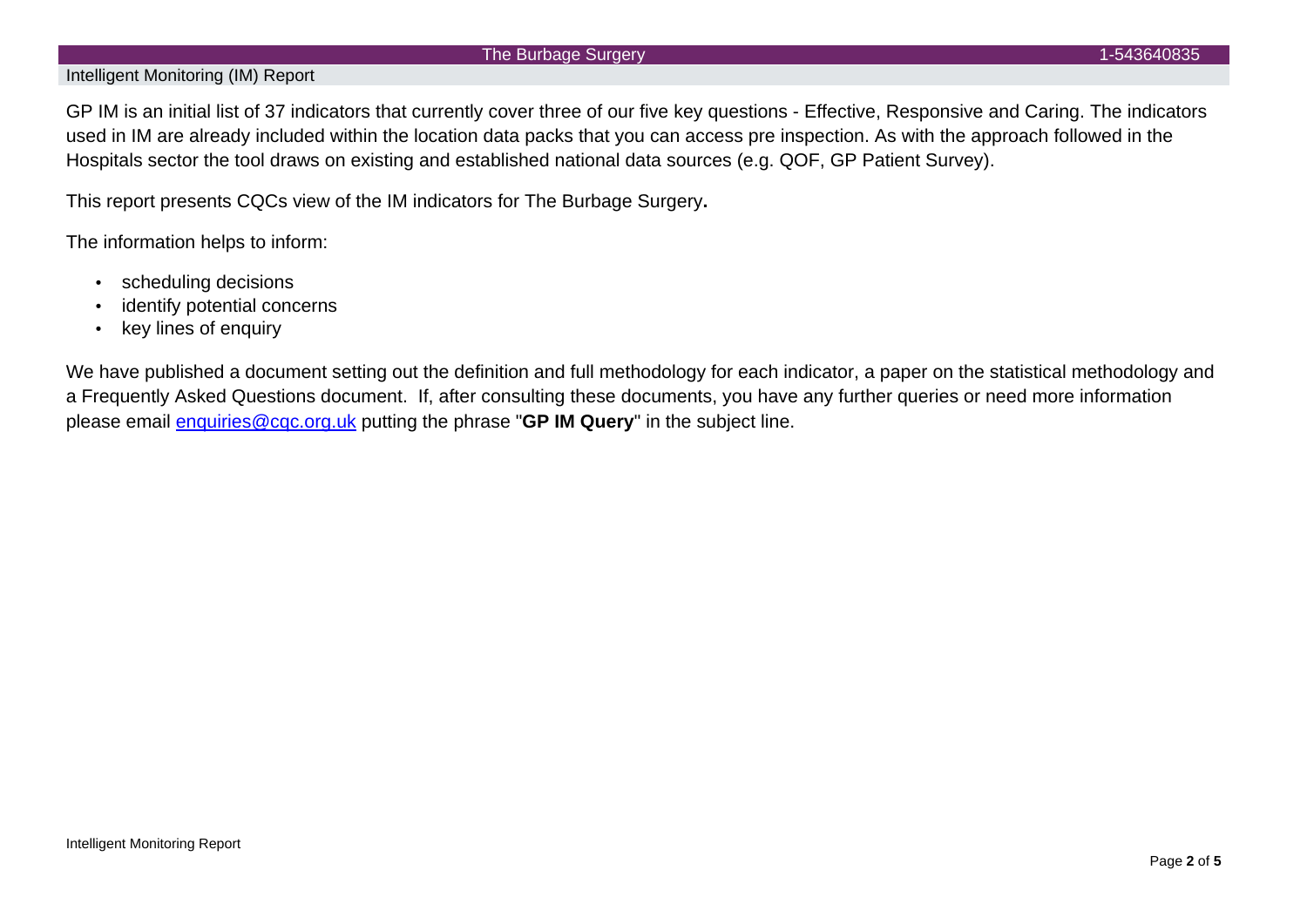GP IM is an initial list of 37 indicators that currently cover three of our five key questions - Effective, Responsive and Caring. The indicators used in IM are already included within the location data packs that you can access pre inspection. As with the approach followed in the Hospitals sector the tool draws on existing and established national data sources (e.g. QOF, GP Patient Survey).

This report presents CQCs view of the IM indicators for The Burbage Surgery**.**

The information helps to inform:

- scheduling decisions
- identify potential concerns
- key lines of enquiry

We have published a document setting out the definition and full methodology for each indicator, a paper on the statistical methodology and a Frequently Asked Questions document. If, after consulting these documents, you have any further queries or need more information please email [enquiries@cqc.org.uk](mailto:enquiries@cqc.org.uk) putting the phrase "**GP IM Query**" in the subject line.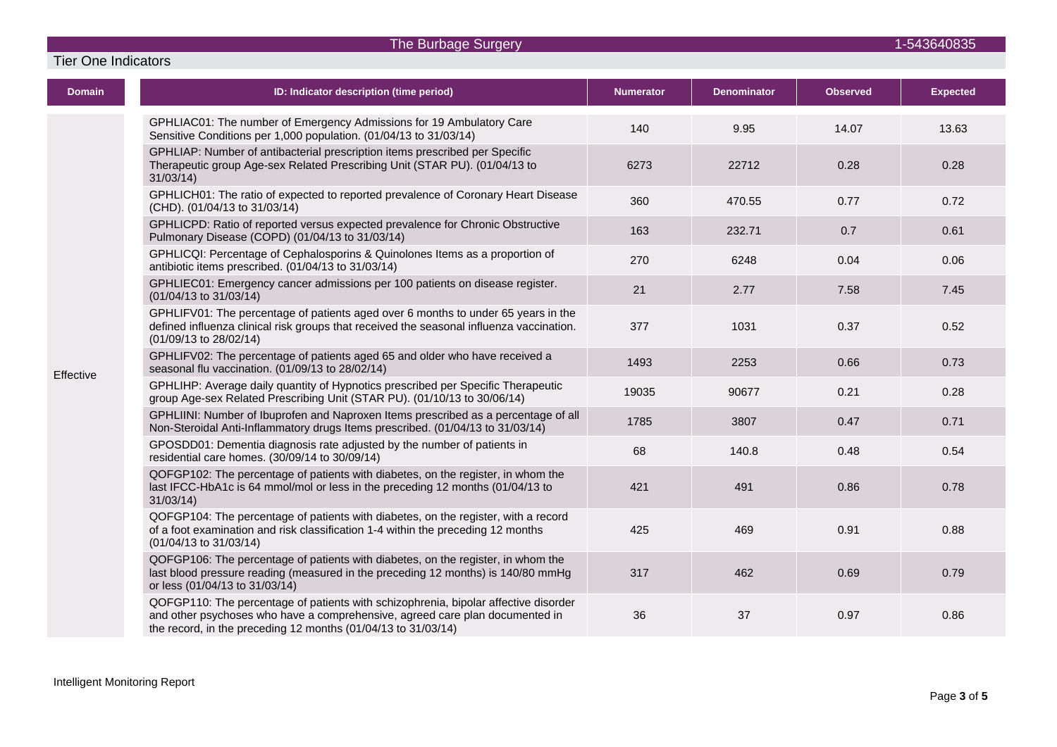The Burbage Surgery 1-543640835

## Tier One Indicators

| Domain | ID: Indicator description (time period) | Numerator | Denominator | Observed | Expected |
|---|---|---|---|---|---|
| Effective | GPHLIAC01: The number of Emergency Admissions for 19 Ambulatory Care Sensitive Conditions per 1,000 population. (01/04/13 to 31/03/14) | 140 | 9.95 | 14.07 | 13.63 |
| | GPHLIAP: Number of antibacterial prescription items prescribed per Specific Therapeutic group Age-sex Related Prescribing Unit (STAR PU). (01/04/13 to 31/03/14) | 6273 | 22712 | 0.28 | 0.28 |
| | GPHLICH01: The ratio of expected to reported prevalence of Coronary Heart Disease (CHD). (01/04/13 to 31/03/14) | 360 | 470.55 | 0.77 | 0.72 |
| | GPHLICPD: Ratio of reported versus expected prevalence for Chronic Obstructive Pulmonary Disease (COPD) (01/04/13 to 31/03/14) | 163 | 232.71 | 0.7 | 0.61 |
| | GPHLICQI: Percentage of Cephalosporins & Quinolones Items as a proportion of antibiotic items prescribed. (01/04/13 to 31/03/14) | 270 | 6248 | 0.04 | 0.06 |
| | GPHLIEC01: Emergency cancer admissions per 100 patients on disease register. (01/04/13 to 31/03/14) | 21 | 2.77 | 7.58 | 7.45 |
| | GPHLIFV01: The percentage of patients aged over 6 months to under 65 years in the defined influenza clinical risk groups that received the seasonal influenza vaccination. (01/09/13 to 28/02/14) | 377 | 1031 | 0.37 | 0.52 |
| | GPHLIFV02: The percentage of patients aged 65 and older who have received a seasonal flu vaccination. (01/09/13 to 28/02/14) | 1493 | 2253 | 0.66 | 0.73 |
| | GPHLIHP: Average daily quantity of Hypnotics prescribed per Specific Therapeutic group Age-sex Related Prescribing Unit (STAR PU). (01/10/13 to 30/06/14) | 19035 | 90677 | 0.21 | 0.28 |
| | GPHLIINI: Number of Ibuprofen and Naproxen Items prescribed as a percentage of all Non-Steroidal Anti-Inflammatory drugs Items prescribed. (01/04/13 to 31/03/14) | 1785 | 3807 | 0.47 | 0.71 |
| | GPOSDD01: Dementia diagnosis rate adjusted by the number of patients in residential care homes. (30/09/14 to 30/09/14) | 68 | 140.8 | 0.48 | 0.54 |
| | QOFGP102: The percentage of patients with diabetes, on the register, in whom the last IFCC-HbA1c is 64 mmol/mol or less in the preceding 12 months (01/04/13 to 31/03/14) | 421 | 491 | 0.86 | 0.78 |
| | QOFGP104: The percentage of patients with diabetes, on the register, with a record of a foot examination and risk classification 1-4 within the preceding 12 months (01/04/13 to 31/03/14) | 425 | 469 | 0.91 | 0.88 |
| | QOFGP106: The percentage of patients with diabetes, on the register, in whom the last blood pressure reading (measured in the preceding 12 months) is 140/80 mmHg or less (01/04/13 to 31/03/14) | 317 | 462 | 0.69 | 0.79 |
| | QOFGP110: The percentage of patients with schizophrenia, bipolar affective disorder and other psychoses who have a comprehensive, agreed care plan documented in the record, in the preceding 12 months (01/04/13 to 31/03/14) | 36 | 37 | 0.97 | 0.86 |

Intelligent Monitoring Report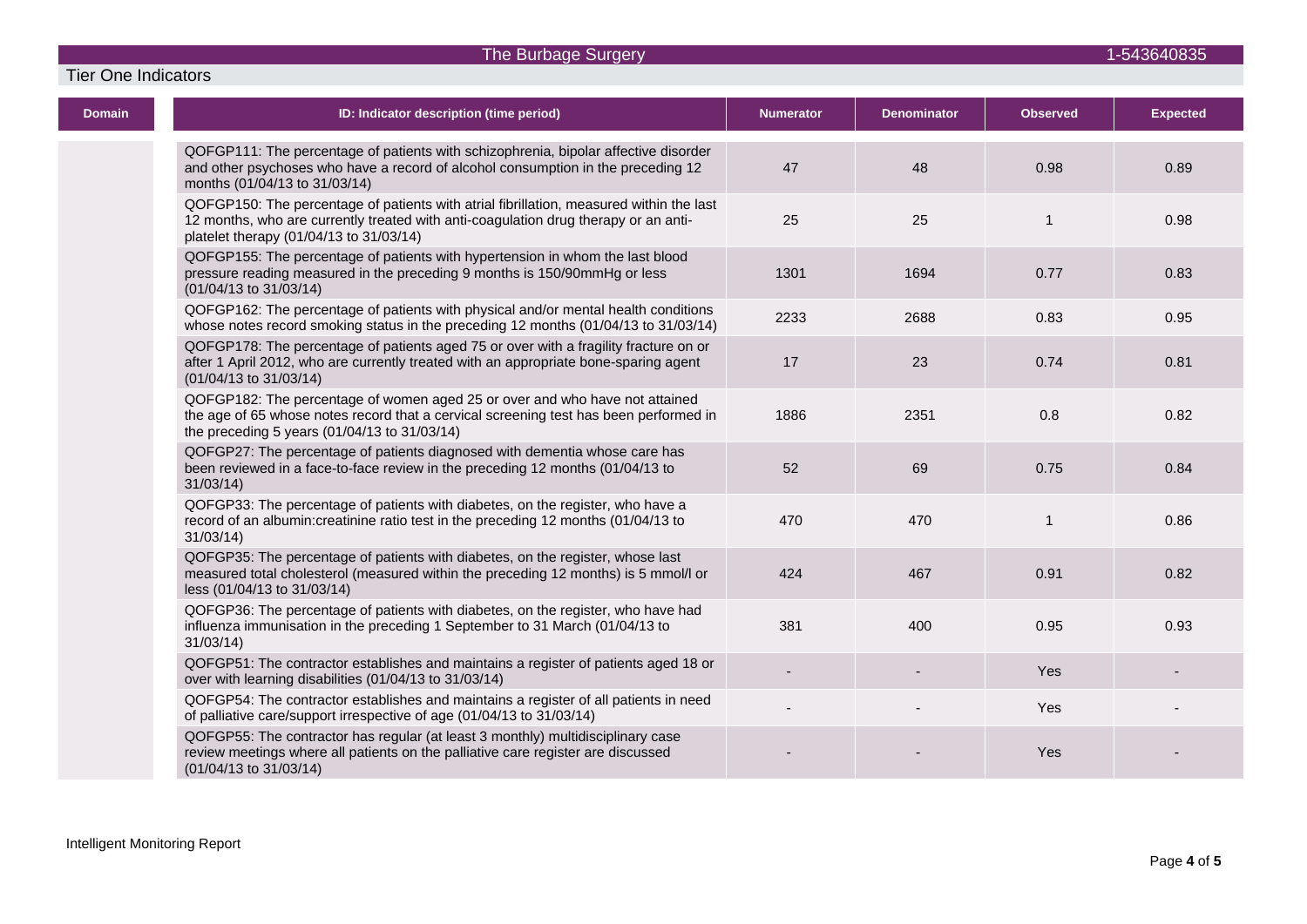## Tier One Indicators

| Domain | ID: Indicator description (time period) | Numerator | Denominator | Observed | Expected |
|---|---|---|---|---|---|
| | QOFGP111: The percentage of patients with schizophrenia, bipolar affective disorder and other psychoses who have a record of alcohol consumption in the preceding 12 months (01/04/13 to 31/03/14) | 47 | 48 | 0.98 | 0.89 |
| | QOFGP150: The percentage of patients with atrial fibrillation, measured within the last 12 months, who are currently treated with anti-coagulation drug therapy or an anti-platelet therapy (01/04/13 to 31/03/14) | 25 | 25 | 1 | 0.98 |
| | QOFGP155: The percentage of patients with hypertension in whom the last blood pressure reading measured in the preceding 9 months is 150/90mmHg or less (01/04/13 to 31/03/14) | 1301 | 1694 | 0.77 | 0.83 |
| | QOFGP162: The percentage of patients with physical and/or mental health conditions whose notes record smoking status in the preceding 12 months (01/04/13 to 31/03/14) | 2233 | 2688 | 0.83 | 0.95 |
| | QOFGP178: The percentage of patients aged 75 or over with a fragility fracture on or after 1 April 2012, who are currently treated with an appropriate bone-sparing agent (01/04/13 to 31/03/14) | 17 | 23 | 0.74 | 0.81 |
| | QOFGP182: The percentage of women aged 25 or over and who have not attained the age of 65 whose notes record that a cervical screening test has been performed in the preceding 5 years (01/04/13 to 31/03/14) | 1886 | 2351 | 0.8 | 0.82 |
| | QOFGP27: The percentage of patients diagnosed with dementia whose care has been reviewed in a face-to-face review in the preceding 12 months (01/04/13 to 31/03/14) | 52 | 69 | 0.75 | 0.84 |
| | QOFGP33: The percentage of patients with diabetes, on the register, who have a record of an albumin:creatinine ratio test in the preceding 12 months (01/04/13 to 31/03/14) | 470 | 470 | 1 | 0.86 |
| | QOFGP35: The percentage of patients with diabetes, on the register, whose last measured total cholesterol (measured within the preceding 12 months) is 5 mmol/l or less (01/04/13 to 31/03/14) | 424 | 467 | 0.91 | 0.82 |
| | QOFGP36: The percentage of patients with diabetes, on the register, who have had influenza immunisation in the preceding 1 September to 31 March (01/04/13 to 31/03/14) | 381 | 400 | 0.95 | 0.93 |
| | QOFGP51: The contractor establishes and maintains a register of patients aged 18 or over with learning disabilities (01/04/13 to 31/03/14) | - | - | Yes | - |
| | QOFGP54: The contractor establishes and maintains a register of all patients in need of palliative care/support irrespective of age (01/04/13 to 31/03/14) | - | - | Yes | - |
| | QOFGP55: The contractor has regular (at least 3 monthly) multidisciplinary case review meetings where all patients on the palliative care register are discussed (01/04/13 to 31/03/14) | - | - | Yes | - |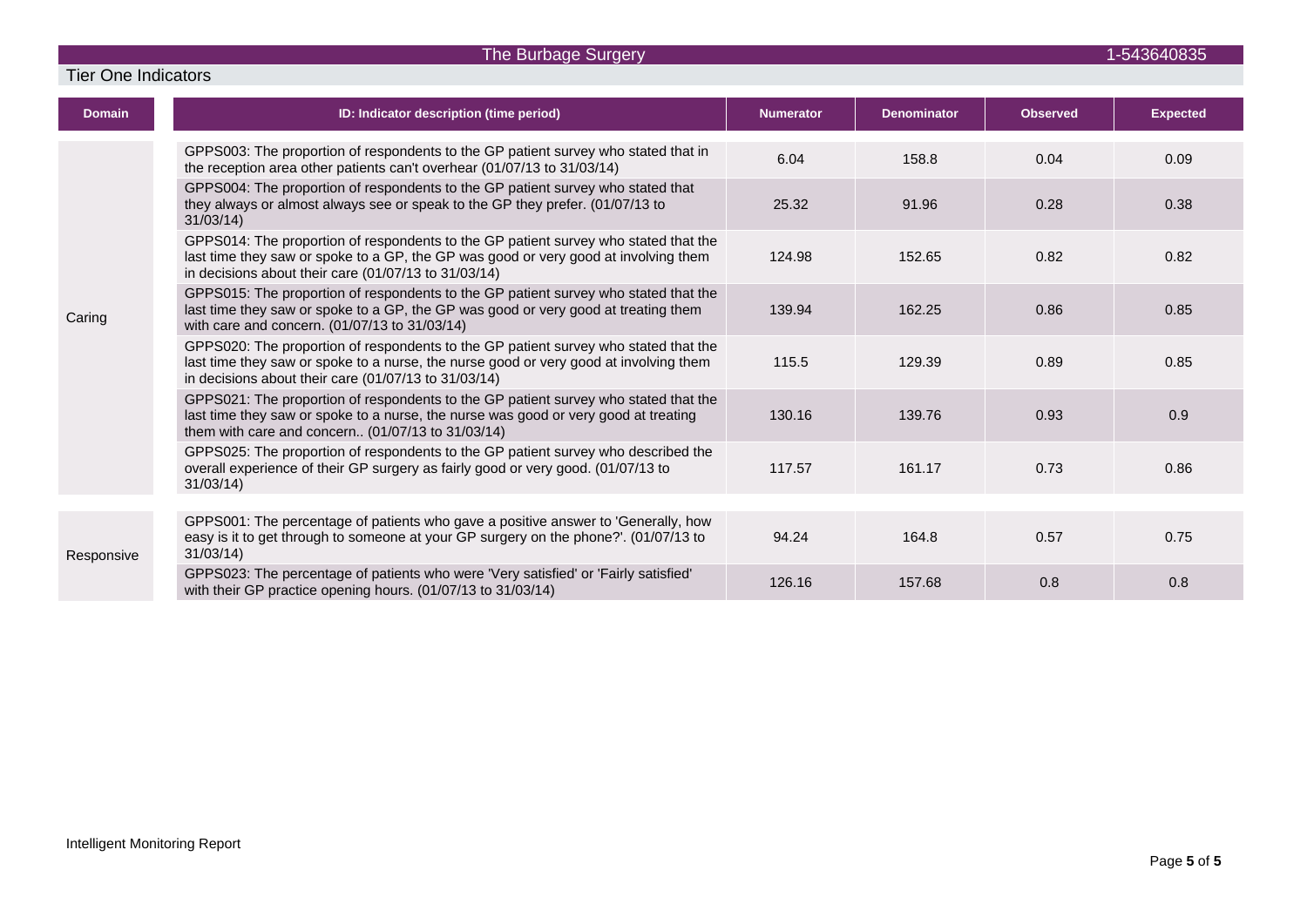## Tier One Indicators

| Domain | ID: Indicator description (time period) | Numerator | Denominator | Observed | Expected |
|---|---|---|---|---|---|
| Caring | GPPS003: The proportion of respondents to the GP patient survey who stated that in the reception area other patients can't overhear (01/07/13 to 31/03/14) | 6.04 | 158.8 | 0.04 | 0.09 |
| | GPPS004: The proportion of respondents to the GP patient survey who stated that they always or almost always see or speak to the GP they prefer. (01/07/13 to 31/03/14) | 25.32 | 91.96 | 0.28 | 0.38 |
| | GPPS014: The proportion of respondents to the GP patient survey who stated that the last time they saw or spoke to a GP, the GP was good or very good at involving them in decisions about their care (01/07/13 to 31/03/14) | 124.98 | 152.65 | 0.82 | 0.82 |
| | GPPS015: The proportion of respondents to the GP patient survey who stated that the last time they saw or spoke to a GP, the GP was good or very good at treating them with care and concern. (01/07/13 to 31/03/14) | 139.94 | 162.25 | 0.86 | 0.85 |
| | GPPS020: The proportion of respondents to the GP patient survey who stated that the last time they saw or spoke to a nurse, the nurse good or very good at involving them in decisions about their care (01/07/13 to 31/03/14) | 115.5 | 129.39 | 0.89 | 0.85 |
| | GPPS021: The proportion of respondents to the GP patient survey who stated that the last time they saw or spoke to a nurse, the nurse was good or very good at treating them with care and concern.. (01/07/13 to 31/03/14) | 130.16 | 139.76 | 0.93 | 0.9 |
| | GPPS025: The proportion of respondents to the GP patient survey who described the overall experience of their GP surgery as fairly good or very good. (01/07/13 to 31/03/14) | 117.57 | 161.17 | 0.73 | 0.86 |
| Responsive | GPPS001: The percentage of patients who gave a positive answer to 'Generally, how easy is it to get through to someone at your GP surgery on the phone?'. (01/07/13 to 31/03/14) | 94.24 | 164.8 | 0.57 | 0.75 |
| | GPPS023: The percentage of patients who were 'Very satisfied' or 'Fairly satisfied' with their GP practice opening hours. (01/07/13 to 31/03/14) | 126.16 | 157.68 | 0.8 | 0.8 |